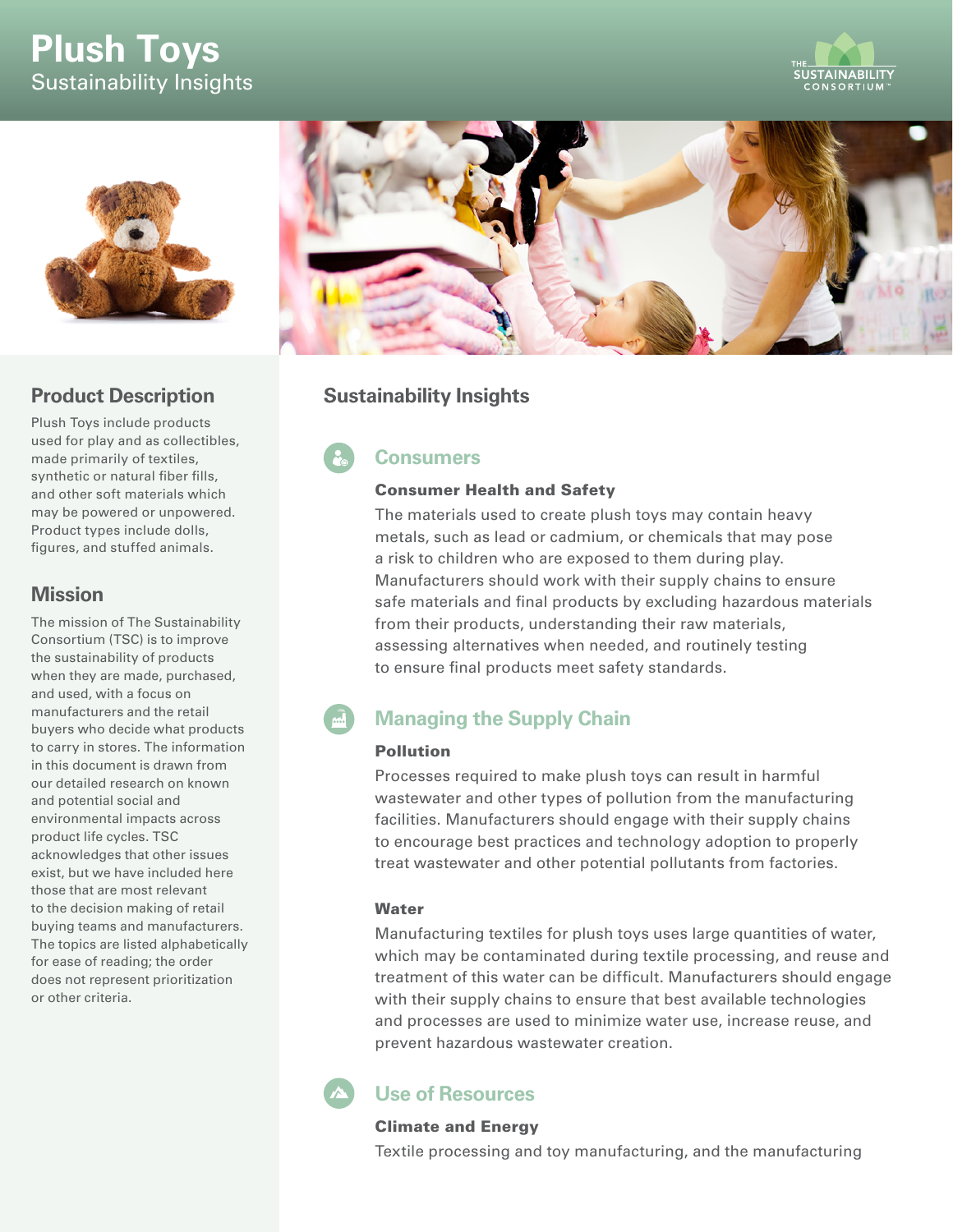# Plush Toys

Sustainability Insights

THE SUSTAINABILITY CONSORTIUM™

## Product Description

Plush Toys include products used for play and as collectibles, made primarily of textiles, synthetic or natural fiber fills, and other soft materials which may be powered or unpowered. Product types include dolls, figures, and stuffed animals.

## Mission

The mission of The Sustainability Consortium (TSC) is to improve the sustainability of products when they are made, purchased, and used, with a focus on manufacturers and the retail buyers who decide what products to carry in stores. The information in this document is drawn from our detailed research on known and potential social and environmental impacts across product life cycles. TSC acknowledges that other issues exist, but we have included here those that are most relevant to the decision making of retail buying teams and manufacturers. The topics are listed alphabetically for ease of reading; the order does not represent prioritization or other criteria.

## Sustainability Insights

### Consumers

**Consumer Health and Safety**

The materials used to create plush toys may contain heavy metals, such as lead or cadmium, or chemicals that may pose a risk to children who are exposed to them during play. Manufacturers should work with their supply chains to ensure safe materials and final products by excluding hazardous materials from their products, understanding their raw materials, assessing alternatives when needed, and routinely testing to ensure final products meet safety standards.

### Managing the Supply Chain

**Pollution**

Processes required to make plush toys can result in harmful wastewater and other types of pollution from the manufacturing facilities. Manufacturers should engage with their supply chains to encourage best practices and technology adoption to properly treat wastewater and other potential pollutants from factories.

**Water**

Manufacturing textiles for plush toys uses large quantities of water, which may be contaminated during textile processing, and reuse and treatment of this water can be difficult. Manufacturers should engage with their supply chains to ensure that best available technologies and processes are used to minimize water use, increase reuse, and prevent hazardous wastewater creation.

### Use of Resources

**Climate and Energy**

Textile processing and toy manufacturing, and the manufacturing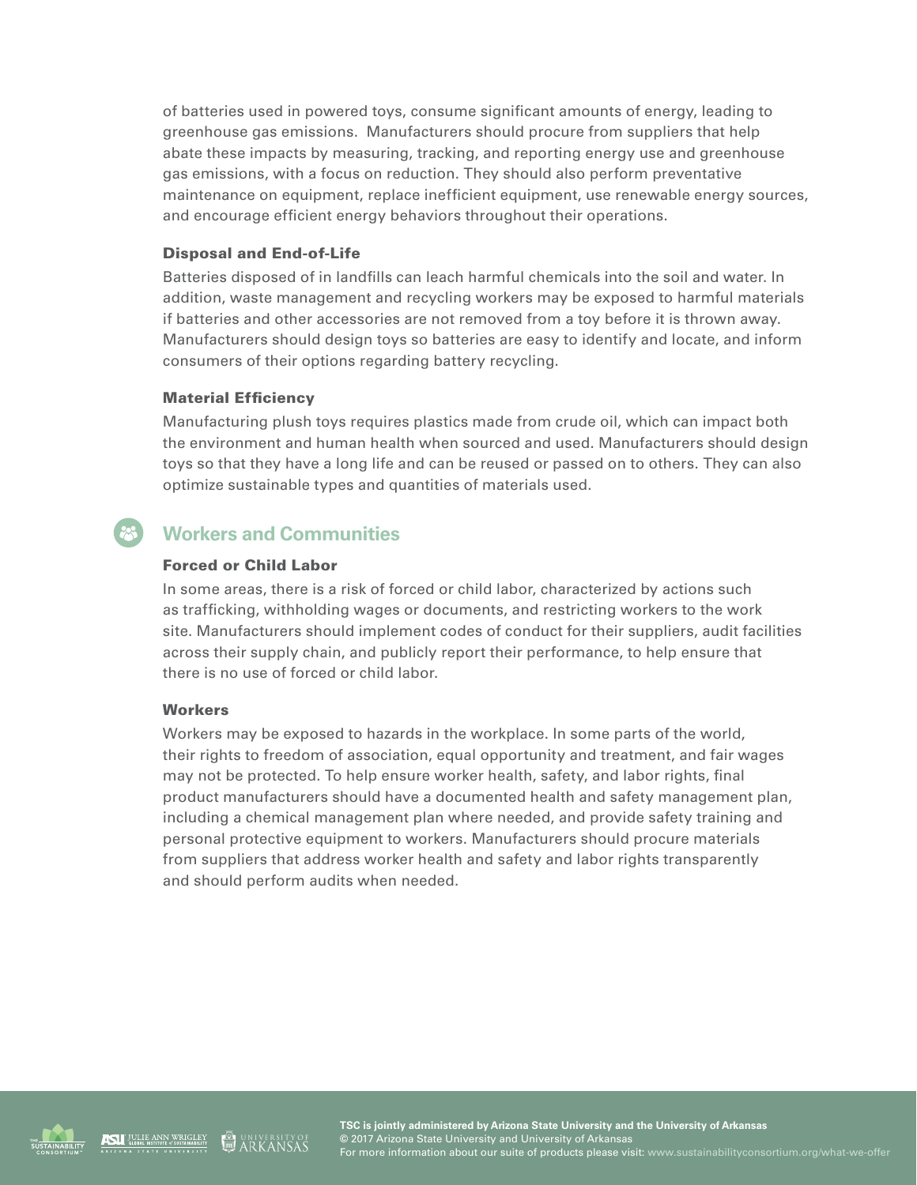of batteries used in powered toys, consume significant amounts of energy, leading to greenhouse gas emissions. Manufacturers should procure from suppliers that help abate these impacts by measuring, tracking, and reporting energy use and greenhouse gas emissions, with a focus on reduction. They should also perform preventative maintenance on equipment, replace inefficient equipment, use renewable energy sources, and encourage efficient energy behaviors throughout their operations.

### Disposal and End-of-Life

Batteries disposed of in landfills can leach harmful chemicals into the soil and water. In addition, waste management and recycling workers may be exposed to harmful materials if batteries and other accessories are not removed from a toy before it is thrown away. Manufacturers should design toys so batteries are easy to identify and locate, and inform consumers of their options regarding battery recycling.

### Material Efficiency

Manufacturing plush toys requires plastics made from crude oil, which can impact both the environment and human health when sourced and used. Manufacturers should design toys so that they have a long life and can be reused or passed on to others. They can also optimize sustainable types and quantities of materials used.

## Workers and Communities

### Forced or Child Labor

In some areas, there is a risk of forced or child labor, characterized by actions such as trafficking, withholding wages or documents, and restricting workers to the work site. Manufacturers should implement codes of conduct for their suppliers, audit facilities across their supply chain, and publicly report their performance, to help ensure that there is no use of forced or child labor.

### Workers

Workers may be exposed to hazards in the workplace. In some parts of the world, their rights to freedom of association, equal opportunity and treatment, and fair wages may not be protected. To help ensure worker health, safety, and labor rights, final product manufacturers should have a documented health and safety management plan, including a chemical management plan where needed, and provide safety training and personal protective equipment to workers. Manufacturers should procure materials from suppliers that address worker health and safety and labor rights transparently and should perform audits when needed.

**TSC is jointly administered by Arizona State University and the University of Arkansas**
© 2017 Arizona State University and University of Arkansas
For more information about our suite of products please visit: www.sustainabilityconsortium.org/what-we-offer